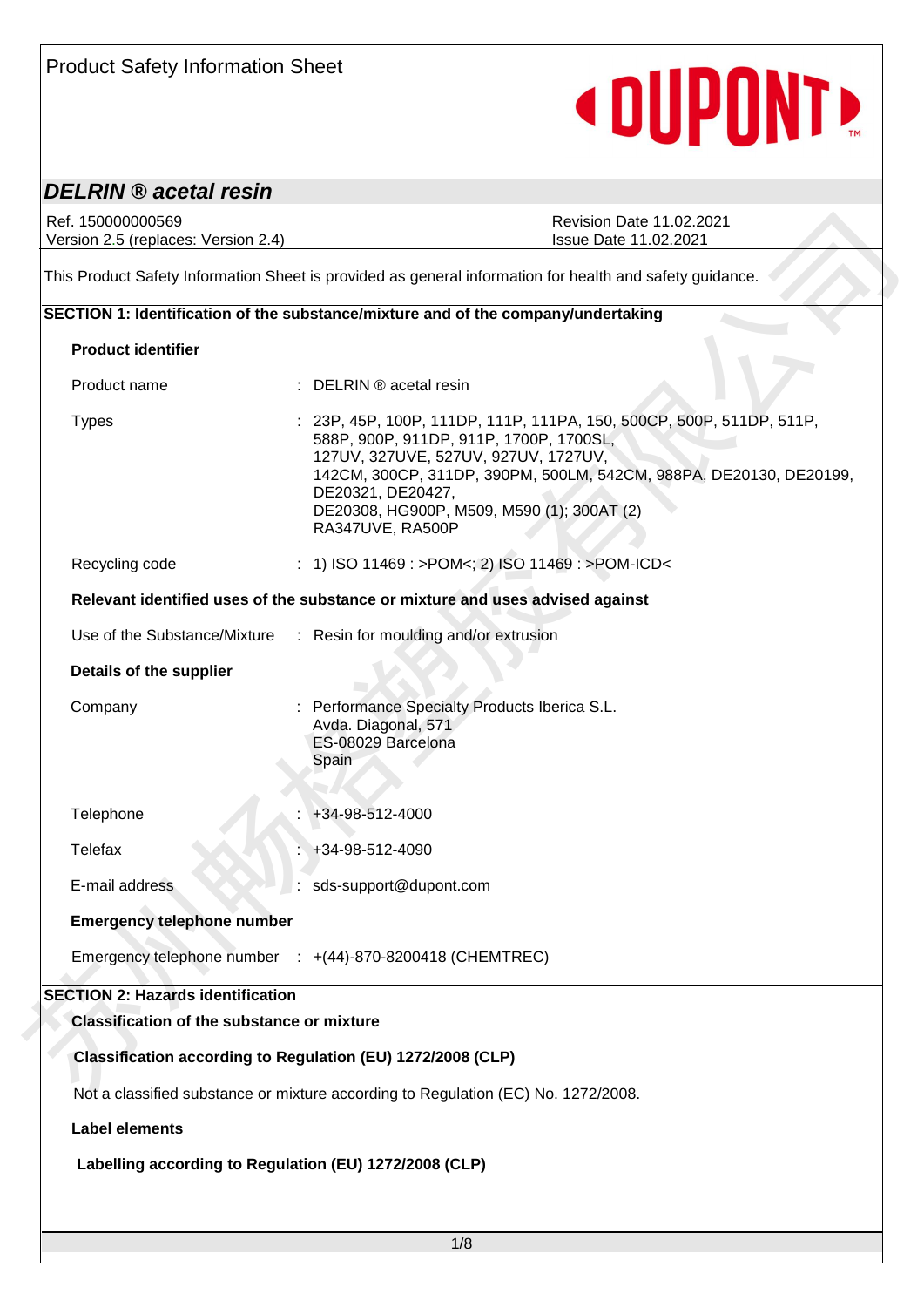Product Safety Information Sheet

# *DELRIN ® acetal resin*

Ref. 150000000569
Version 2.5 (replaces: Version 2.4)

Revision Date 11.02.2021
Issue Date 11.02.2021

This Product Safety Information Sheet is provided as general information for health and safety guidance.

## SECTION 1: Identification of the substance/mixture and of the company/undertaking

**Product identifier**

| | | |
|---|---|---|
| Product name | : | DELRIN ® acetal resin |
| Types | : | 23P, 45P, 100P, 111DP, 111P, 111PA, 150, 500CP, 500P, 511DP, 511P, 588P, 900P, 911DP, 911P, 1700P, 1700SL, 127UV, 327UVE, 527UV, 927UV, 1727UV, 142CM, 300CP, 311DP, 390PM, 500LM, 542CM, 988PA, DE20130, DE20199, DE20321, DE20427, DE20308, HG900P, M509, M590 (1); 300AT (2) RA347UVE, RA500P |
| Recycling code | : | 1) ISO 11469 : >POM<; 2) ISO 11469 : >POM-ICD< |

**Relevant identified uses of the substance or mixture and uses advised against**

| | | |
|---|---|---|
| Use of the Substance/Mixture | : | Resin for moulding and/or extrusion |

**Details of the supplier**

| | | |
|---|---|---|
| Company | : | Performance Specialty Products Iberica S.L.<br>Avda. Diagonal, 571<br>ES-08029 Barcelona<br>Spain |
| Telephone | : | +34-98-512-4000 |
| Telefax | : | +34-98-512-4090 |
| E-mail address | : | sds-support@dupont.com |

**Emergency telephone number**

| | | |
|---|---|---|
| Emergency telephone number | : | +(44)-870-8200418 (CHEMTREC) |

## SECTION 2: Hazards identification

**Classification of the substance or mixture**

**Classification according to Regulation (EU) 1272/2008 (CLP)**

Not a classified substance or mixture according to Regulation (EC) No. 1272/2008.

**Label elements**

**Labelling according to Regulation (EU) 1272/2008 (CLP)**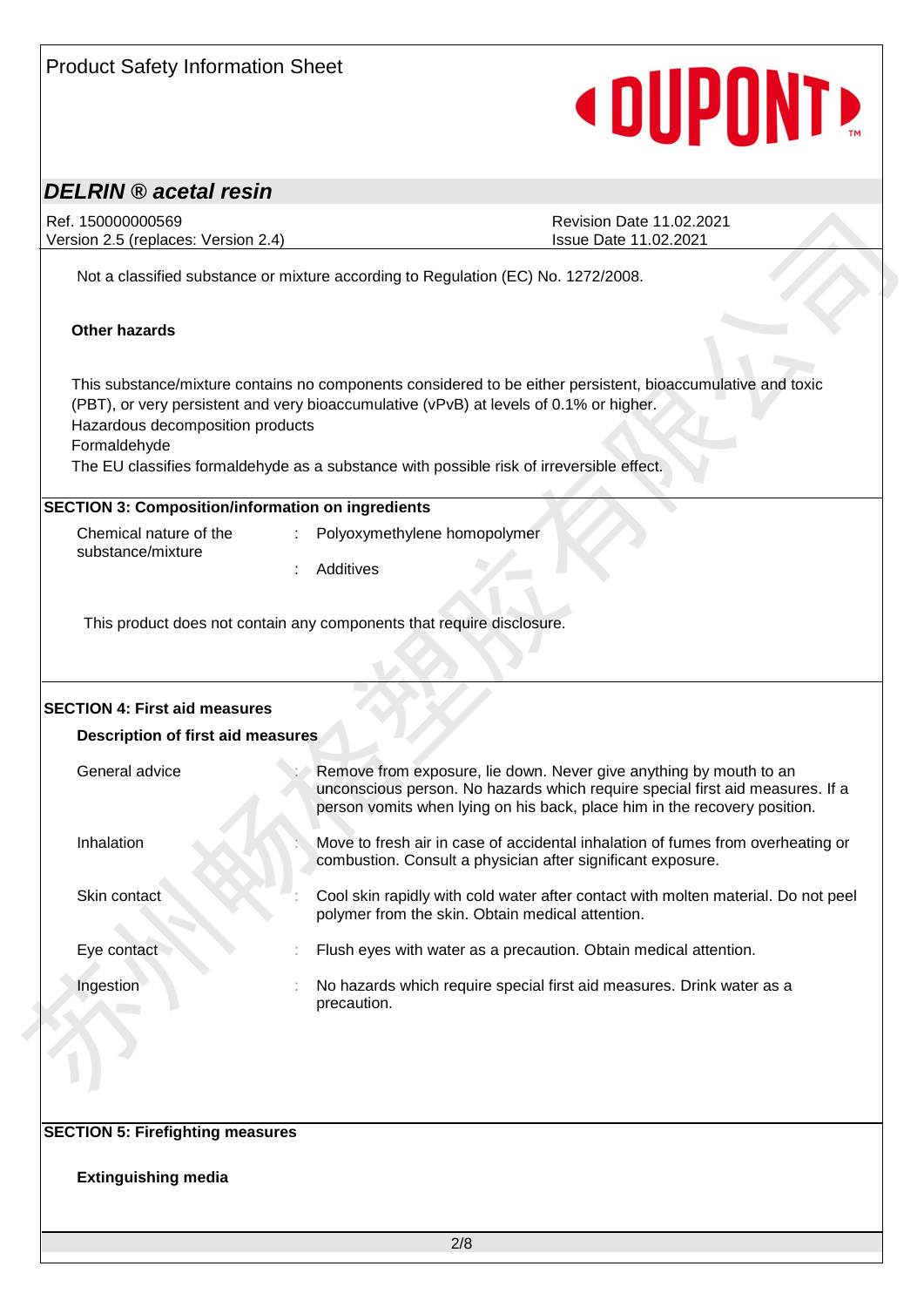Not a classified substance or mixture according to Regulation (EC) No. 1272/2008.

**Other hazards**

This substance/mixture contains no components considered to be either persistent, bioaccumulative and toxic (PBT), or very persistent and very bioaccumulative (vPvB) at levels of 0.1% or higher.
Hazardous decomposition products
Formaldehyde
The EU classifies formaldehyde as a substance with possible risk of irreversible effect.

## SECTION 3: Composition/information on ingredients

| | | |
|---|---|---|
| Chemical nature of the substance/mixture | : | Polyoxymethylene homopolymer |
| | : | Additives |

This product does not contain any components that require disclosure.

## SECTION 4: First aid measures

**Description of first aid measures**

| | | |
|---|---|---|
| General advice | : | Remove from exposure, lie down. Never give anything by mouth to an unconscious person. No hazards which require special first aid measures. If a person vomits when lying on his back, place him in the recovery position. |
| Inhalation | : | Move to fresh air in case of accidental inhalation of fumes from overheating or combustion. Consult a physician after significant exposure. |
| Skin contact | : | Cool skin rapidly with cold water after contact with molten material. Do not peel polymer from the skin. Obtain medical attention. |
| Eye contact | : | Flush eyes with water as a precaution. Obtain medical attention. |
| Ingestion | : | No hazards which require special first aid measures. Drink water as a precaution. |

## SECTION 5: Firefighting measures

**Extinguishing media**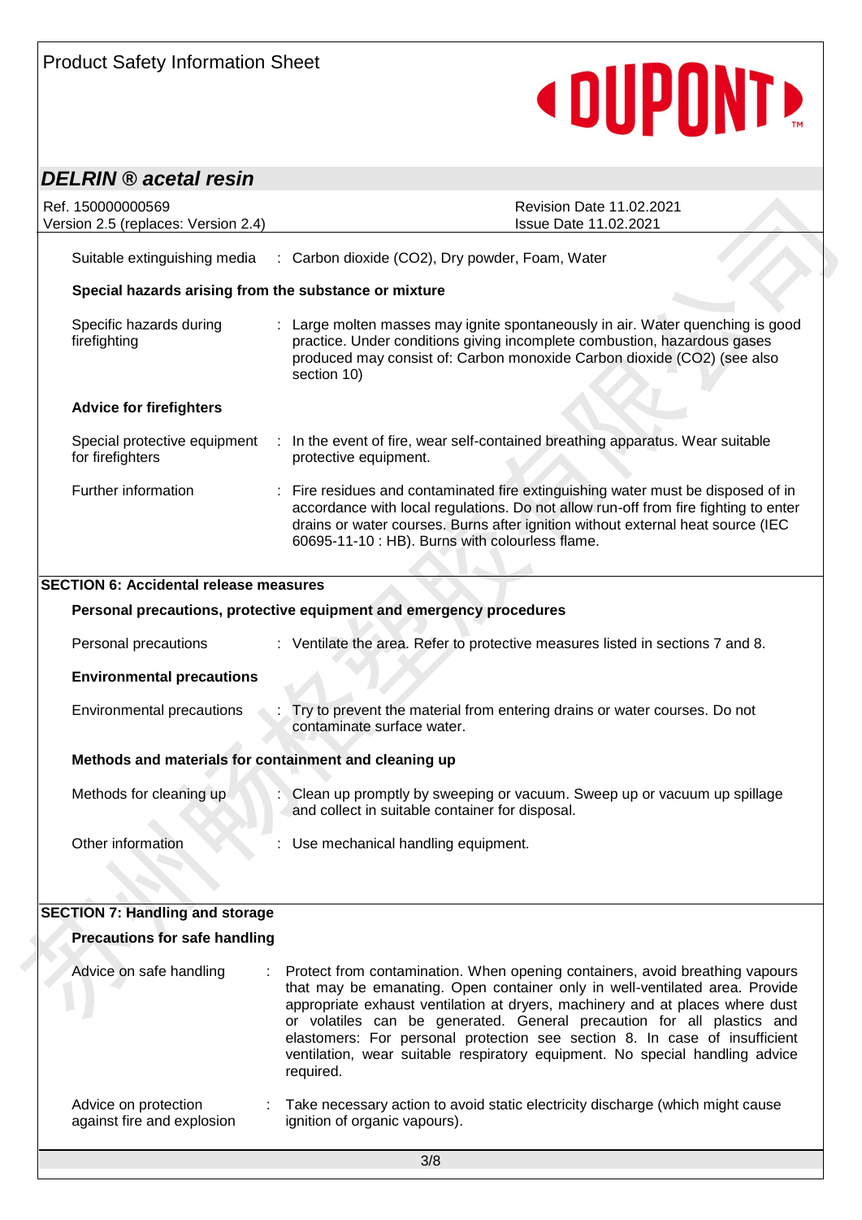| | |
|---|---|
| Suitable extinguishing media | : Carbon dioxide ($CO_2$), Dry powder, Foam, Water |

**Special hazards arising from the substance or mixture**

| | |
|---|---|
| Specific hazards during firefighting | : Large molten masses may ignite spontaneously in air. Water quenching is good practice. Under conditions giving incomplete combustion, hazardous gases produced may consist of: Carbon monoxide Carbon dioxide ($CO_2$) (see also section 10) |

**Advice for firefighters**

| | |
|---|---|
| Special protective equipment for firefighters | : In the event of fire, wear self-contained breathing apparatus. Wear suitable protective equipment. |
| Further information | : Fire residues and contaminated fire extinguishing water must be disposed of in accordance with local regulations. Do not allow run-off from fire fighting to enter drains or water courses. Burns after ignition without external heat source (IEC 60695-11-10 : HB). Burns with colourless flame. |

## SECTION 6: Accidental release measures

**Personal precautions, protective equipment and emergency procedures**

| | |
|---|---|
| Personal precautions | : Ventilate the area. Refer to protective measures listed in sections 7 and 8. |

**Environmental precautions**

| | |
|---|---|
| Environmental precautions | : Try to prevent the material from entering drains or water courses. Do not contaminate surface water. |

**Methods and materials for containment and cleaning up**

| | |
|---|---|
| Methods for cleaning up | : Clean up promptly by sweeping or vacuum. Sweep up or vacuum up spillage and collect in suitable container for disposal. |
| Other information | : Use mechanical handling equipment. |

## SECTION 7: Handling and storage

**Precautions for safe handling**

| | |
|---|---|
| Advice on safe handling | : Protect from contamination. When opening containers, avoid breathing vapours that may be emanating. Open container only in well-ventilated area. Provide appropriate exhaust ventilation at dryers, machinery and at places where dust or volatiles can be generated. General precaution for all plastics and elastomers: For personal protection see section 8. In case of insufficient ventilation, wear suitable respiratory equipment. No special handling advice required. |
| Advice on protection against fire and explosion | : Take necessary action to avoid static electricity discharge (which might cause ignition of organic vapours). |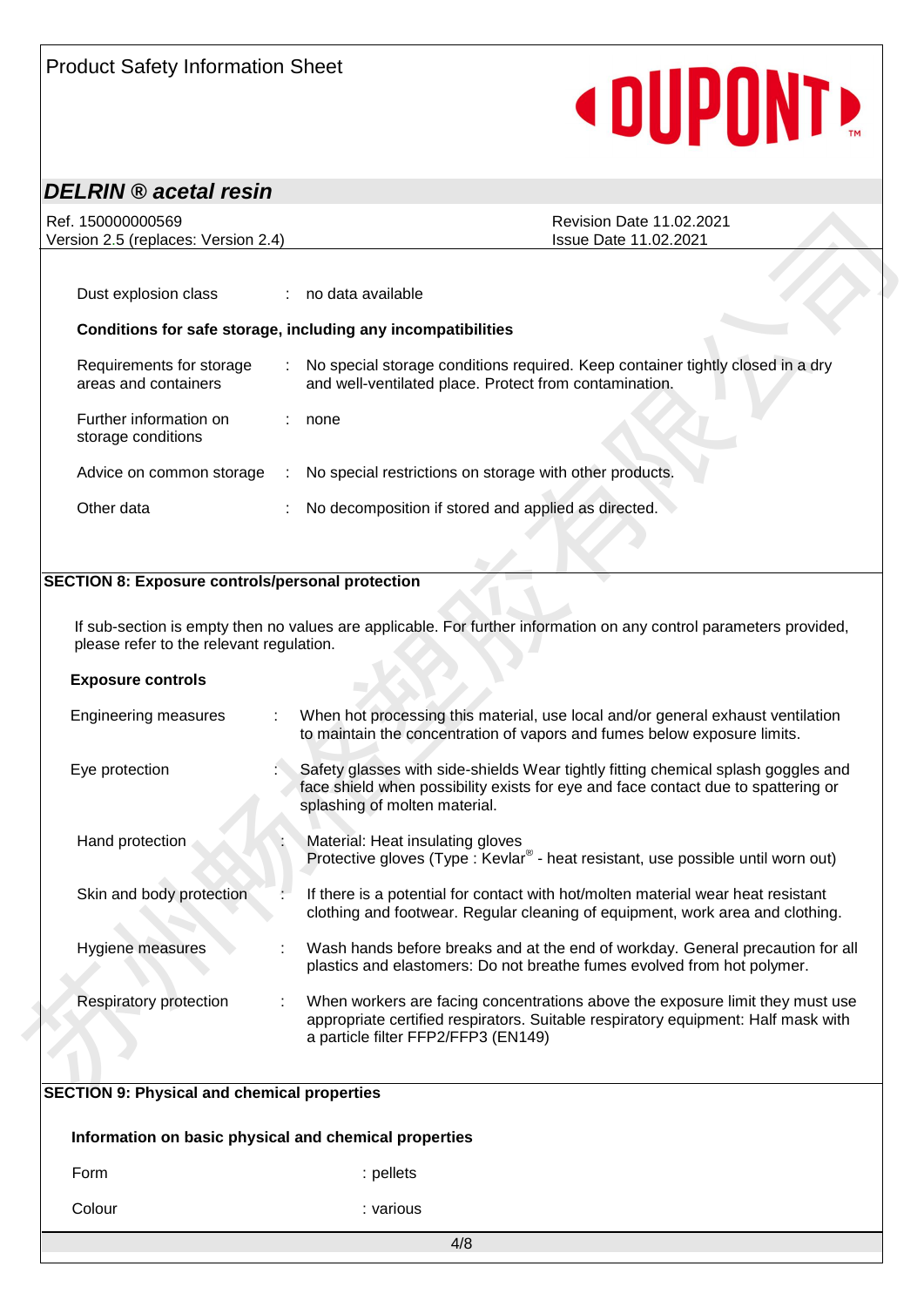| | | |
|---|---|---|
| Dust explosion class | : | no data available |

**Conditions for safe storage, including any incompatibilities**

| | | |
|---|---|---|
| Requirements for storage areas and containers | : | No special storage conditions required. Keep container tightly closed in a dry and well-ventilated place. Protect from contamination. |
| Further information on storage conditions | : | none |
| Advice on common storage | : | No special restrictions on storage with other products. |
| Other data | : | No decomposition if stored and applied as directed. |

## SECTION 8: Exposure controls/personal protection

If sub-section is empty then no values are applicable. For further information on any control parameters provided, please refer to the relevant regulation.

**Exposure controls**

| | | |
|---|---|---|
| Engineering measures | : | When hot processing this material, use local and/or general exhaust ventilation to maintain the concentration of vapors and fumes below exposure limits. |
| Eye protection | : | Safety glasses with side-shields Wear tightly fitting chemical splash goggles and face shield when possibility exists for eye and face contact due to spattering or splashing of molten material. |
| Hand protection | : | Material: Heat insulating gloves<br>Protective gloves (Type : Kevlar® - heat resistant, use possible until worn out) |
| Skin and body protection | : | If there is a potential for contact with hot/molten material wear heat resistant clothing and footwear. Regular cleaning of equipment, work area and clothing. |
| Hygiene measures | : | Wash hands before breaks and at the end of workday. General precaution for all plastics and elastomers: Do not breathe fumes evolved from hot polymer. |
| Respiratory protection | : | When workers are facing concentrations above the exposure limit they must use appropriate certified respirators. Suitable respiratory equipment: Half mask with a particle filter FFP2/FFP3 (EN149) |

## SECTION 9: Physical and chemical properties

**Information on basic physical and chemical properties**

| | |
|---|---|
| Form | : pellets |
| Colour | : various |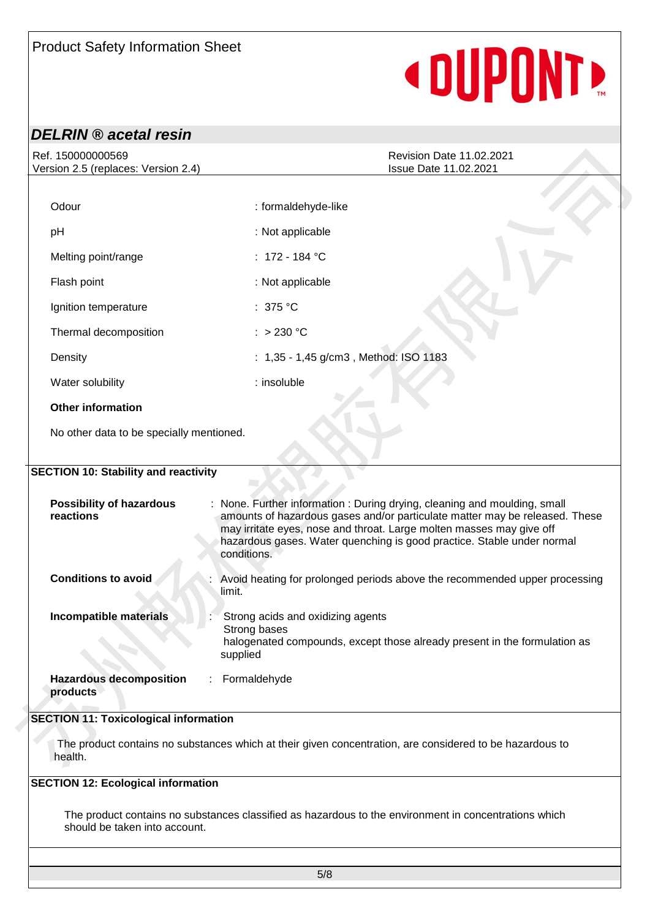| | |
|---|---|
| Odour | : formaldehyde-like |
| pH | : Not applicable |
| Melting point/range | : 172 - 184 °C |
| Flash point | : Not applicable |
| Ignition temperature | : 375 °C |
| Thermal decomposition | : > 230 °C |
| Density | : 1,35 - 1,45 g/cm3 , Method: ISO 1183 |
| Water solubility | : insoluble |

**Other information**

No other data to be specially mentioned.

## SECTION 10: Stability and reactivity

| | |
|---|---|
| **Possibility of hazardous reactions** | : None. Further information : During drying, cleaning and moulding, small amounts of hazardous gases and/or particulate matter may be released. These may irritate eyes, nose and throat. Large molten masses may give off hazardous gases. Water quenching is good practice. Stable under normal conditions. |
| **Conditions to avoid** | : Avoid heating for prolonged periods above the recommended upper processing limit. |
| **Incompatible materials** | : Strong acids and oxidizing agents<br>Strong bases<br>halogenated compounds, except those already present in the formulation as supplied |
| **Hazardous decomposition products** | : Formaldehyde |

## SECTION 11: Toxicological information

The product contains no substances which at their given concentration, are considered to be hazardous to health.

## SECTION 12: Ecological information

The product contains no substances classified as hazardous to the environment in concentrations which should be taken into account.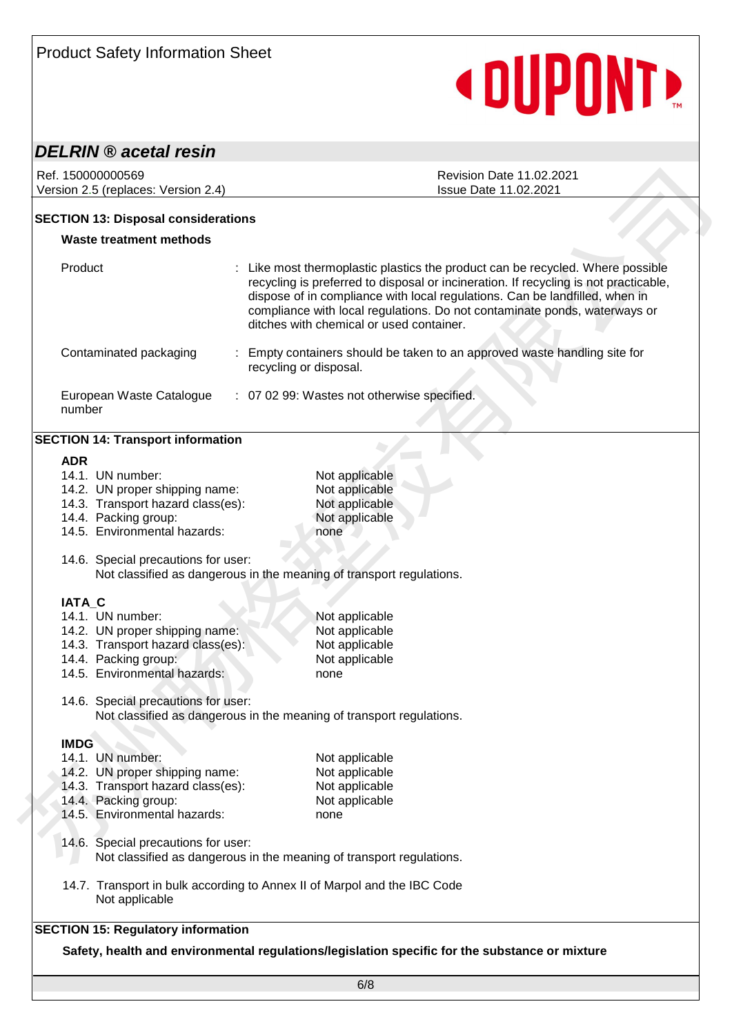## SECTION 13: Disposal considerations

### Waste treatment methods

| | |
|---|---|
| Product | Like most thermoplastic plastics the product can be recycled. Where possible recycling is preferred to disposal or incineration. If recycling is not practicable, dispose of in compliance with local regulations. Can be landfilled, when in compliance with local regulations. Do not contaminate ponds, waterways or ditches with chemical or used container. |
| Contaminated packaging | Empty containers should be taken to an approved waste handling site for recycling or disposal. |
| European Waste Catalogue number | 07 02 99: Wastes not otherwise specified. |

## SECTION 14: Transport information

**ADR**

| | |
|---|---|
| 14.1. UN number: | Not applicable |
| 14.2. UN proper shipping name: | Not applicable |
| 14.3. Transport hazard class(es): | Not applicable |
| 14.4. Packing group: | Not applicable |
| 14.5. Environmental hazards: | none |

14.6. Special precautions for user:
Not classified as dangerous in the meaning of transport regulations.

**IATA_C**

| | |
|---|---|
| 14.1. UN number: | Not applicable |
| 14.2. UN proper shipping name: | Not applicable |
| 14.3. Transport hazard class(es): | Not applicable |
| 14.4. Packing group: | Not applicable |
| 14.5. Environmental hazards: | none |

14.6. Special precautions for user:
Not classified as dangerous in the meaning of transport regulations.

**IMDG**

| | |
|---|---|
| 14.1. UN number: | Not applicable |
| 14.2. UN proper shipping name: | Not applicable |
| 14.3. Transport hazard class(es): | Not applicable |
| 14.4. Packing group: | Not applicable |
| 14.5. Environmental hazards: | none |

14.6. Special precautions for user:
Not classified as dangerous in the meaning of transport regulations.

14.7. Transport in bulk according to Annex II of Marpol and the IBC Code
Not applicable

## SECTION 15: Regulatory information

**Safety, health and environmental regulations/legislation specific for the substance or mixture**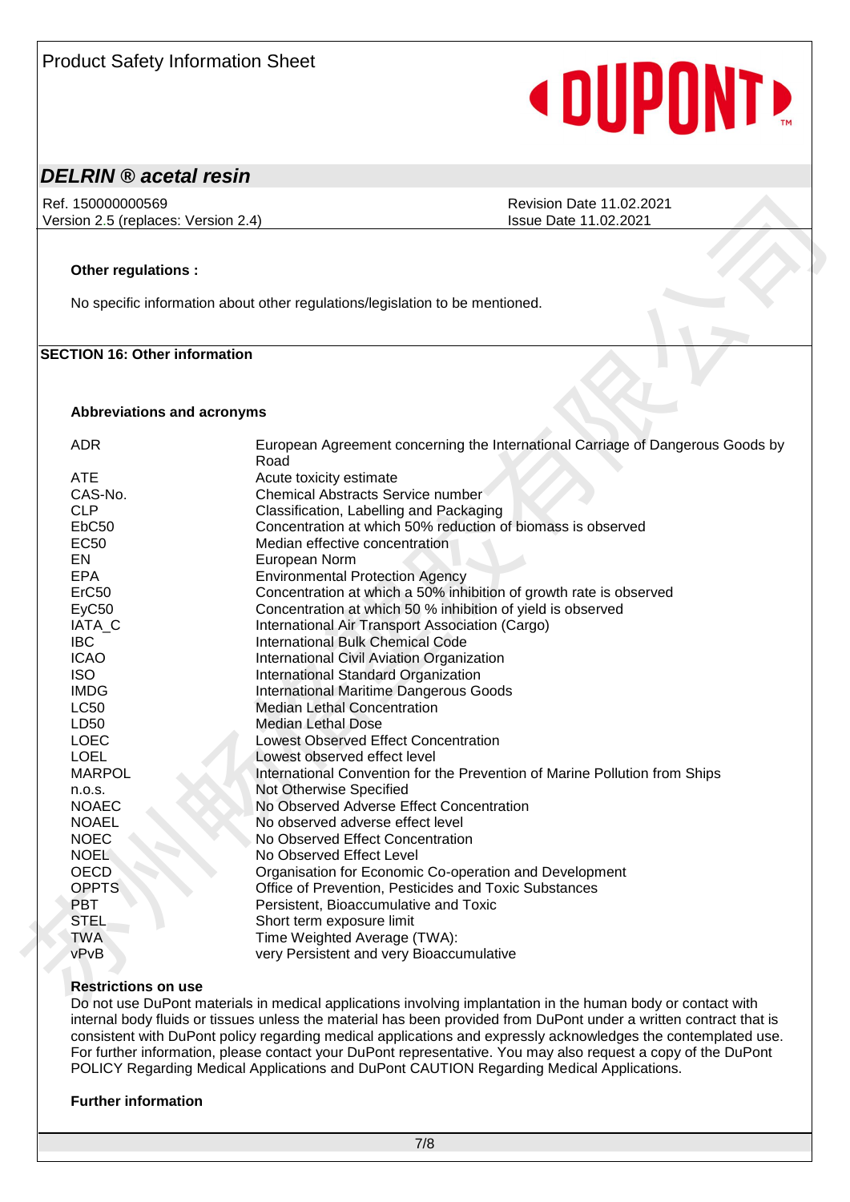**Other regulations :**

No specific information about other regulations/legislation to be mentioned.

## SECTION 16: Other information

**Abbreviations and acronyms**

| | |
|---|---|
| ADR | European Agreement concerning the International Carriage of Dangerous Goods by Road |
| ATE | Acute toxicity estimate |
| CAS-No. | Chemical Abstracts Service number |
| CLP | Classification, Labelling and Packaging |
| EbC50 | Concentration at which 50% reduction of biomass is observed |
| EC50 | Median effective concentration |
| EN | European Norm |
| EPA | Environmental Protection Agency |
| ErC50 | Concentration at which a 50% inhibition of growth rate is observed |
| EyC50 | Concentration at which 50 % inhibition of yield is observed |
| IATA_C | International Air Transport Association (Cargo) |
| IBC | International Bulk Chemical Code |
| ICAO | International Civil Aviation Organization |
| ISO | International Standard Organization |
| IMDG | International Maritime Dangerous Goods |
| LC50 | Median Lethal Concentration |
| LD50 | Median Lethal Dose |
| LOEC | Lowest Observed Effect Concentration |
| LOEL | Lowest observed effect level |
| MARPOL | International Convention for the Prevention of Marine Pollution from Ships |
| n.o.s. | Not Otherwise Specified |
| NOAEC | No Observed Adverse Effect Concentration |
| NOAEL | No observed adverse effect level |
| NOEC | No Observed Effect Concentration |
| NOEL | No Observed Effect Level |
| OECD | Organisation for Economic Co-operation and Development |
| OPPTS | Office of Prevention, Pesticides and Toxic Substances |
| PBT | Persistent, Bioaccumulative and Toxic |
| STEL | Short term exposure limit |
| TWA | Time Weighted Average (TWA): |
| vPvB | very Persistent and very Bioaccumulative |

**Restrictions on use**

Do not use DuPont materials in medical applications involving implantation in the human body or contact with internal body fluids or tissues unless the material has been provided from DuPont under a written contract that is consistent with DuPont policy regarding medical applications and expressly acknowledges the contemplated use. For further information, please contact your DuPont representative. You may also request a copy of the DuPont POLICY Regarding Medical Applications and DuPont CAUTION Regarding Medical Applications.

**Further information**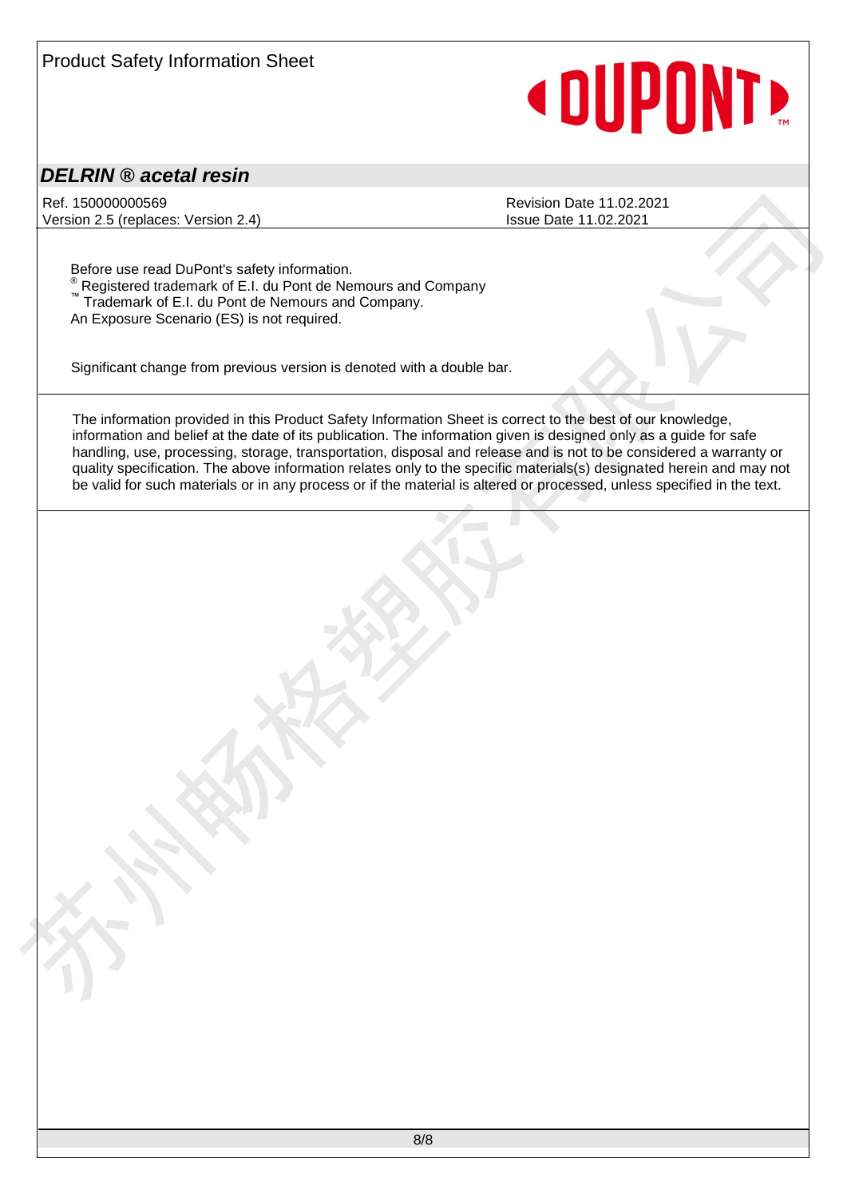Before use read DuPont's safety information.
® Registered trademark of E.I. du Pont de Nemours and Company
™ Trademark of E.I. du Pont de Nemours and Company.
An Exposure Scenario (ES) is not required.

Significant change from previous version is denoted with a double bar.

The information provided in this Product Safety Information Sheet is correct to the best of our knowledge, information and belief at the date of its publication. The information given is designed only as a guide for safe handling, use, processing, storage, transportation, disposal and release and is not to be considered a warranty or quality specification. The above information relates only to the specific materials(s) designated herein and may not be valid for such materials or in any process or if the material is altered or processed, unless specified in the text.